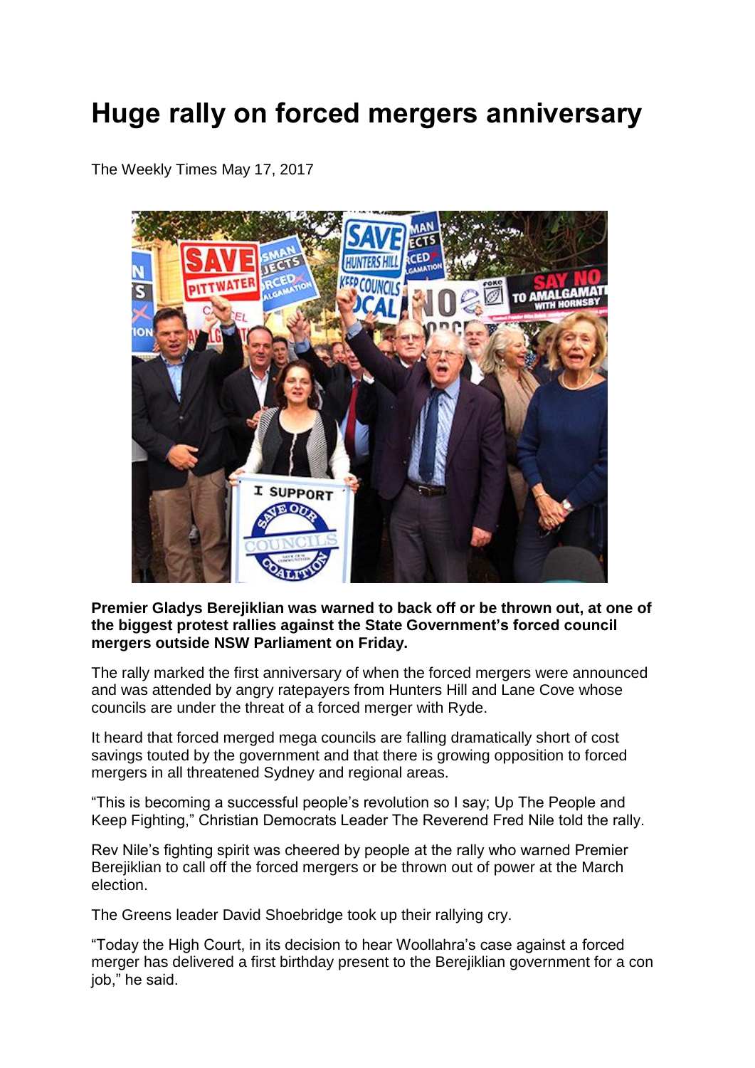# Huge rally on forced mergers anniversary

The Weekly Times May 17, 2017

**Premier Gladys Berejiklian was warned to back off or be thrown out, at one of the biggest protest rallies against the State Government's forced council mergers outside NSW Parliament on Friday.**

The rally marked the first anniversary of when the forced mergers were announced and was attended by angry ratepayers from Hunters Hill and Lane Cove whose councils are under the threat of a forced merger with Ryde.

It heard that forced merged mega councils are falling dramatically short of cost savings touted by the government and that there is growing opposition to forced mergers in all threatened Sydney and regional areas.

"This is becoming a successful people's revolution so I say; Up The People and Keep Fighting," Christian Democrats Leader The Reverend Fred Nile told the rally.

Rev Nile's fighting spirit was cheered by people at the rally who warned Premier Berejiklian to call off the forced mergers or be thrown out of power at the March election.

The Greens leader David Shoebridge took up their rallying cry.

"Today the High Court, in its decision to hear Woollahra's case against a forced merger has delivered a first birthday present to the Berejiklian government for a con job," he said.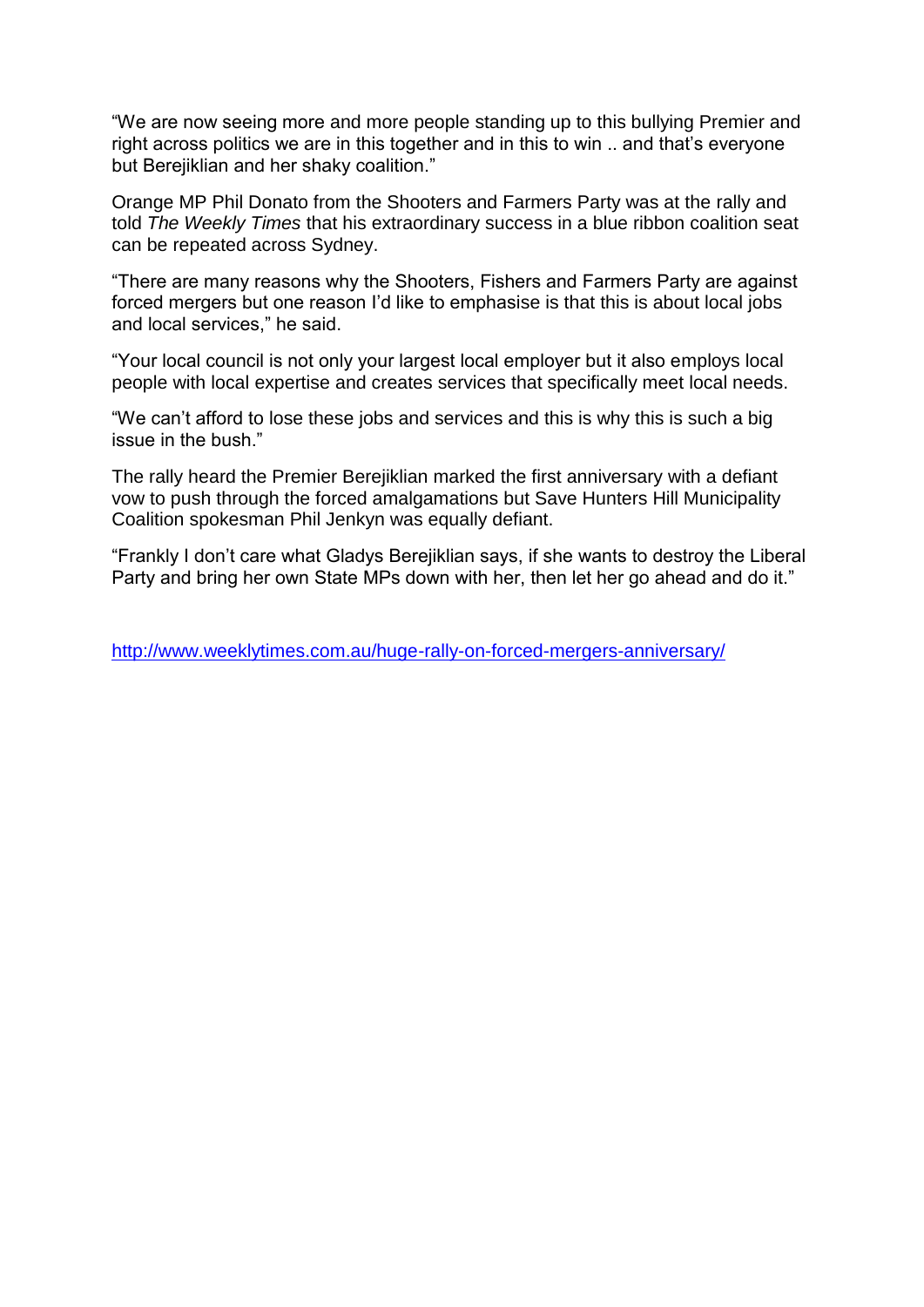“We are now seeing more and more people standing up to this bullying Premier and right across politics we are in this together and in this to win .. and that’s everyone but Berejiklian and her shaky coalition.”

Orange MP Phil Donato from the Shooters and Farmers Party was at the rally and told *The Weekly Times* that his extraordinary success in a blue ribbon coalition seat can be repeated across Sydney.

“There are many reasons why the Shooters, Fishers and Farmers Party are against forced mergers but one reason I’d like to emphasise is that this is about local jobs and local services,” he said.

“Your local council is not only your largest local employer but it also employs local people with local expertise and creates services that specifically meet local needs.

“We can’t afford to lose these jobs and services and this is why this is such a big issue in the bush.”

The rally heard the Premier Berejiklian marked the first anniversary with a defiant vow to push through the forced amalgamations but Save Hunters Hill Municipality Coalition spokesman Phil Jenkyn was equally defiant.

“Frankly I don’t care what Gladys Berejiklian says, if she wants to destroy the Liberal Party and bring her own State MPs down with her, then let her go ahead and do it.”

http://www.weeklytimes.com.au/huge-rally-on-forced-mergers-anniversary/